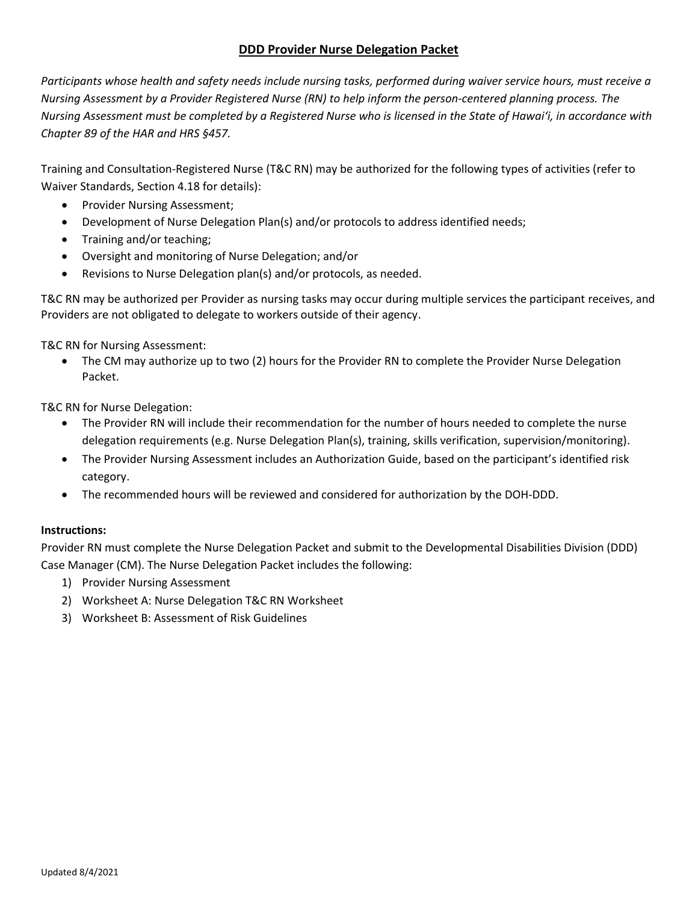# DDD Provider Nurse Delegation Packet

*Participants whose health and safety needs include nursing tasks, performed during waiver service hours, must receive a Nursing Assessment by a Provider Registered Nurse (RN) to help inform the person-centered planning process. The Nursing Assessment must be completed by a Registered Nurse who is licensed in the State of Hawaiʻi, in accordance with Chapter 89 of the HAR and HRS §457.*

Training and Consultation-Registered Nurse (T&C RN) may be authorized for the following types of activities (refer to Waiver Standards, Section 4.18 for details):

- Provider Nursing Assessment;
- Development of Nurse Delegation Plan(s) and/or protocols to address identified needs;
- Training and/or teaching;
- Oversight and monitoring of Nurse Delegation; and/or
- Revisions to Nurse Delegation plan(s) and/or protocols, as needed.

T&C RN may be authorized per Provider as nursing tasks may occur during multiple services the participant receives, and Providers are not obligated to delegate to workers outside of their agency.

T&C RN for Nursing Assessment:

- The CM may authorize up to two (2) hours for the Provider RN to complete the Provider Nurse Delegation Packet.

T&C RN for Nurse Delegation:

- The Provider RN will include their recommendation for the number of hours needed to complete the nurse delegation requirements (e.g. Nurse Delegation Plan(s), training, skills verification, supervision/monitoring).
- The Provider Nursing Assessment includes an Authorization Guide, based on the participant's identified risk category.
- The recommended hours will be reviewed and considered for authorization by the DOH-DDD.

**Instructions:**

Provider RN must complete the Nurse Delegation Packet and submit to the Developmental Disabilities Division (DDD) Case Manager (CM). The Nurse Delegation Packet includes the following:

1) Provider Nursing Assessment
2) Worksheet A: Nurse Delegation T&C RN Worksheet
3) Worksheet B: Assessment of Risk Guidelines

Updated 8/4/2021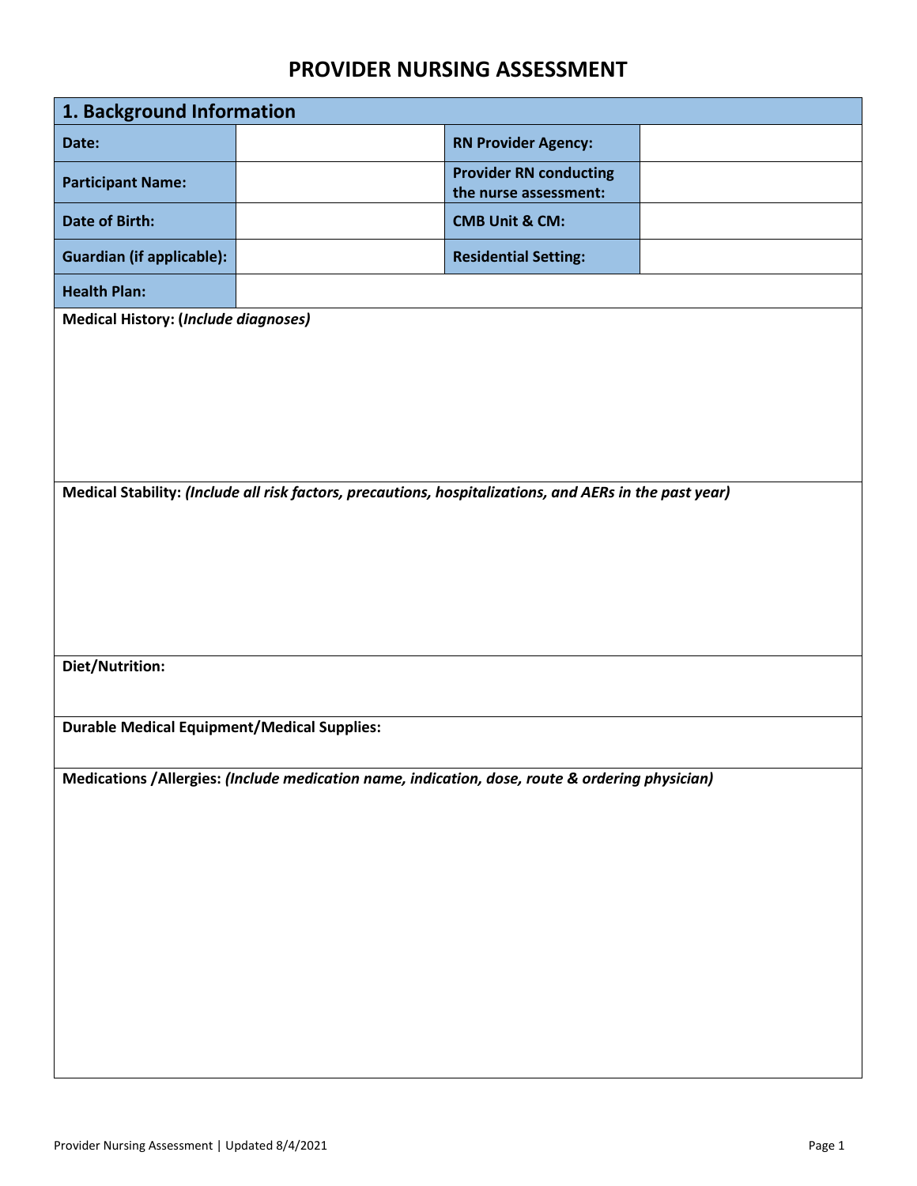# PROVIDER NURSING ASSESSMENT

| 1. Background Information | | | |
|---|---|---|---|
| **Date:** | | **RN Provider Agency:** | |
| **Participant Name:** | | **Provider RN conducting the nurse assessment:** | |
| **Date of Birth:** | | **CMB Unit & CM:** | |
| **Guardian (if applicable):** | | **Residential Setting:** | |
| **Health Plan:** | | | |

**Medical History: (*Include diagnoses)***

**Medical Stability:** ***(Include all risk factors, precautions, hospitalizations, and AERs in the past year)***

**Diet/Nutrition:**

**Durable Medical Equipment/Medical Supplies:**

**Medications /Allergies:** ***(Include medication name, indication, dose, route & ordering physician)***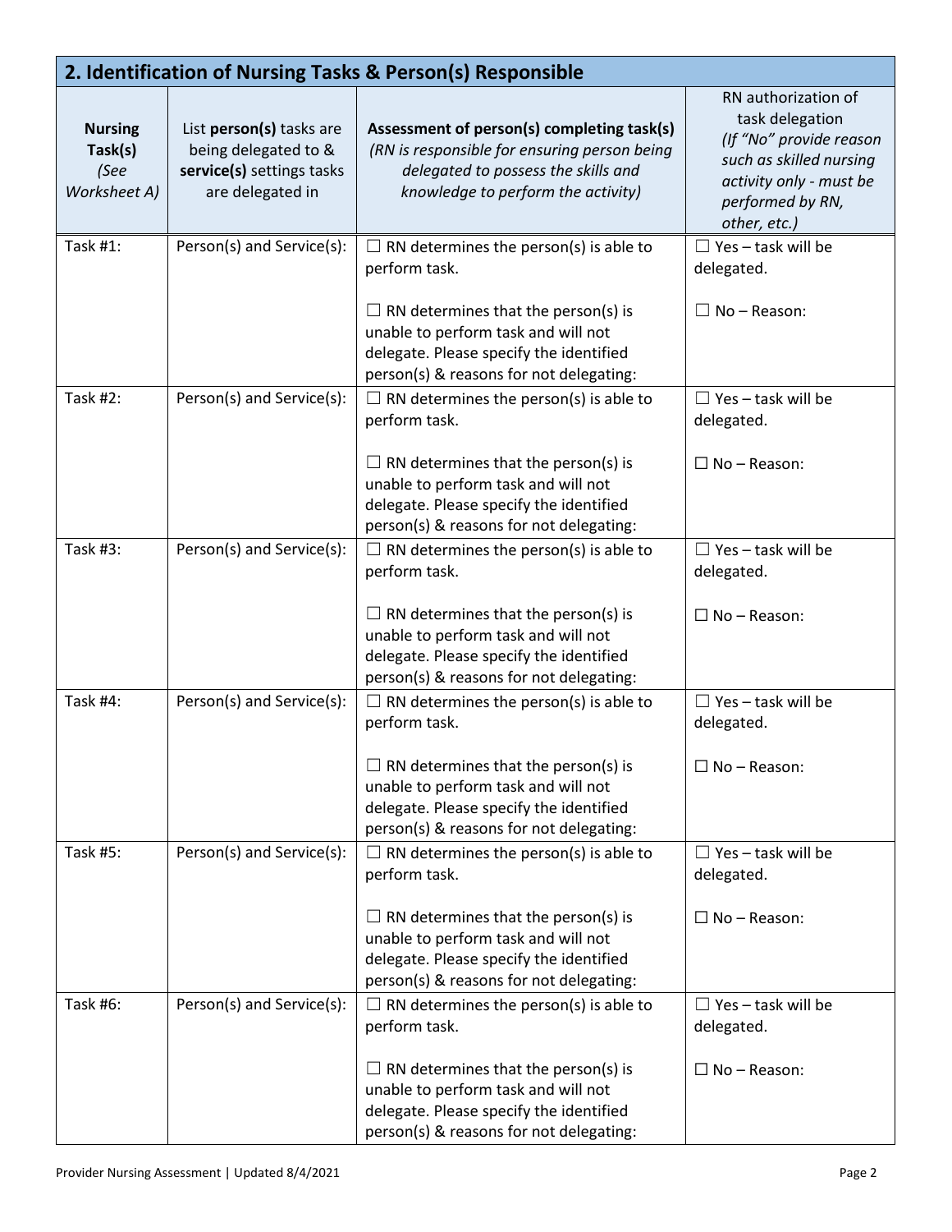## 2. Identification of Nursing Tasks & Person(s) Responsible

| **Nursing Task(s)** *(See Worksheet A)* | List **person(s)** tasks are being delegated to & **service(s)** settings tasks are delegated in | **Assessment of person(s) completing task(s)** *(RN is responsible for ensuring person being delegated to possess the skills and knowledge to perform the activity)* | RN authorization of task delegation *(If "No" provide reason such as skilled nursing activity only - must be performed by RN, other, etc.)* |
|---|---|---|---|
| Task #1: | Person(s) and Service(s): | ☐ RN determines the person(s) is able to perform task.<br><br>☐ RN determines that the person(s) is unable to perform task and will not delegate. Please specify the identified person(s) & reasons for not delegating: | ☐ Yes – task will be delegated.<br><br>☐ No – Reason: |
| Task #2: | Person(s) and Service(s): | ☐ RN determines the person(s) is able to perform task.<br><br>☐ RN determines that the person(s) is unable to perform task and will not delegate. Please specify the identified person(s) & reasons for not delegating: | ☐ Yes – task will be delegated.<br><br>☐ No – Reason: |
| Task #3: | Person(s) and Service(s): | ☐ RN determines the person(s) is able to perform task.<br><br>☐ RN determines that the person(s) is unable to perform task and will not delegate. Please specify the identified person(s) & reasons for not delegating: | ☐ Yes – task will be delegated.<br><br>☐ No – Reason: |
| Task #4: | Person(s) and Service(s): | ☐ RN determines the person(s) is able to perform task.<br><br>☐ RN determines that the person(s) is unable to perform task and will not delegate. Please specify the identified person(s) & reasons for not delegating: | ☐ Yes – task will be delegated.<br><br>☐ No – Reason: |
| Task #5: | Person(s) and Service(s): | ☐ RN determines the person(s) is able to perform task.<br><br>☐ RN determines that the person(s) is unable to perform task and will not delegate. Please specify the identified person(s) & reasons for not delegating: | ☐ Yes – task will be delegated.<br><br>☐ No – Reason: |
| Task #6: | Person(s) and Service(s): | ☐ RN determines the person(s) is able to perform task.<br><br>☐ RN determines that the person(s) is unable to perform task and will not delegate. Please specify the identified person(s) & reasons for not delegating: | ☐ Yes – task will be delegated.<br><br>☐ No – Reason: |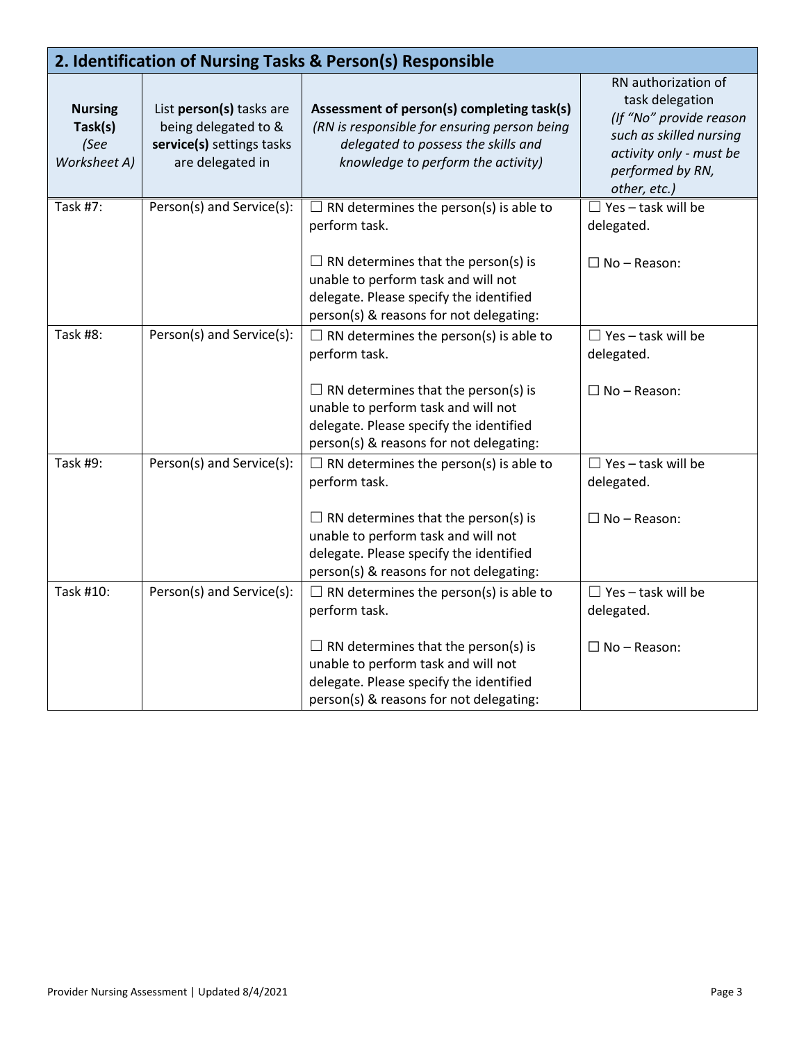## 2. Identification of Nursing Tasks & Person(s) Responsible

| **Nursing Task(s)** *(See Worksheet A)* | List **person(s)** tasks are being delegated to & **service(s)** settings tasks are delegated in | **Assessment of person(s) completing task(s)** *(RN is responsible for ensuring person being delegated to possess the skills and knowledge to perform the activity)* | RN authorization of task delegation *(If "No" provide reason such as skilled nursing activity only - must be performed by RN, other, etc.)* |
|---|---|---|---|
| Task #7: | Person(s) and Service(s): | ☐ RN determines the person(s) is able to perform task.<br><br>☐ RN determines that the person(s) is unable to perform task and will not delegate. Please specify the identified person(s) & reasons for not delegating: | ☐ Yes – task will be delegated.<br><br>☐ No – Reason: |
| Task #8: | Person(s) and Service(s): | ☐ RN determines the person(s) is able to perform task.<br><br>☐ RN determines that the person(s) is unable to perform task and will not delegate. Please specify the identified person(s) & reasons for not delegating: | ☐ Yes – task will be delegated.<br><br>☐ No – Reason: |
| Task #9: | Person(s) and Service(s): | ☐ RN determines the person(s) is able to perform task.<br><br>☐ RN determines that the person(s) is unable to perform task and will not delegate. Please specify the identified person(s) & reasons for not delegating: | ☐ Yes – task will be delegated.<br><br>☐ No – Reason: |
| Task #10: | Person(s) and Service(s): | ☐ RN determines the person(s) is able to perform task.<br><br>☐ RN determines that the person(s) is unable to perform task and will not delegate. Please specify the identified person(s) & reasons for not delegating: | ☐ Yes – task will be delegated.<br><br>☐ No – Reason: |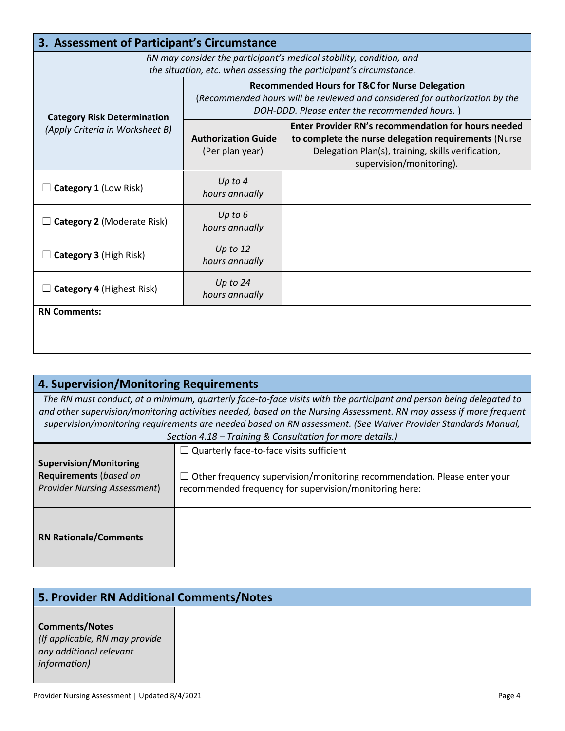## 3. Assessment of Participant's Circumstance

*RN may consider the participant's medical stability, condition, and the situation, etc. when assessing the participant's circumstance.*

| **Category Risk Determination** *(Apply Criteria in Worksheet B)* | **Recommended Hours for T&C for Nurse Delegation** (*Recommended hours will be reviewed and considered for authorization by the DOH-DDD. Please enter the recommended hours.* ) | |
|---|---|---|
| | **Authorization Guide** (Per plan year) | **Enter Provider RN's recommendation for hours needed to complete the nurse delegation requirements** (Nurse Delegation Plan(s), training, skills verification, supervision/monitoring). |
| ☐ **Category 1** (Low Risk) | *Up to 4 hours annually* | |
| ☐ **Category 2** (Moderate Risk) | *Up to 6 hours annually* | |
| ☐ **Category 3** (High Risk) | *Up to 12 hours annually* | |
| ☐ **Category 4** (Highest Risk) | *Up to 24 hours annually* | |

**RN Comments:**

## 4. Supervision/Monitoring Requirements

*The RN must conduct, at a minimum, quarterly face-to-face visits with the participant and person being delegated to and other supervision/monitoring activities needed, based on the Nursing Assessment. RN may assess if more frequent supervision/monitoring requirements are needed based on RN assessment. (See Waiver Provider Standards Manual, Section 4.18 – Training & Consultation for more details.)*

| | |
|---|---|
| **Supervision/Monitoring Requirements** (*based on Provider Nursing Assessment*) | ☐ Quarterly face-to-face visits sufficient<br><br>☐ Other frequency supervision/monitoring recommendation. Please enter your recommended frequency for supervision/monitoring here: |
| **RN Rationale/Comments** | |

## 5. Provider RN Additional Comments/Notes

| | |
|---|---|
| **Comments/Notes** *(If applicable, RN may provide any additional relevant information)* | |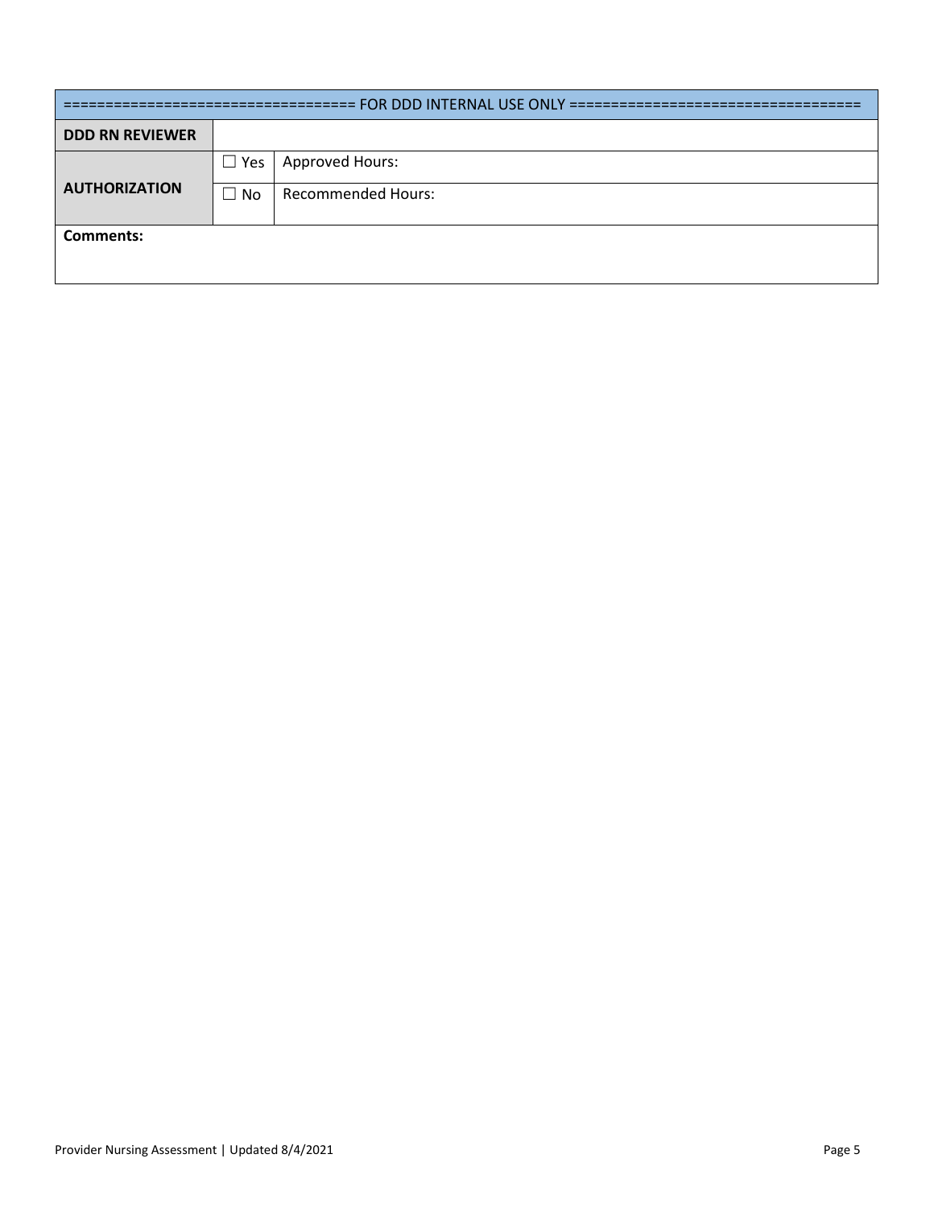| ================================== FOR DDD INTERNAL USE ONLY ================================== | | |
|---|---|---|
| **DDD RN REVIEWER** | | |
| **AUTHORIZATION** | ☐ Yes | Approved Hours: |
| | ☐ No | Recommended Hours: |
| **Comments:** | | |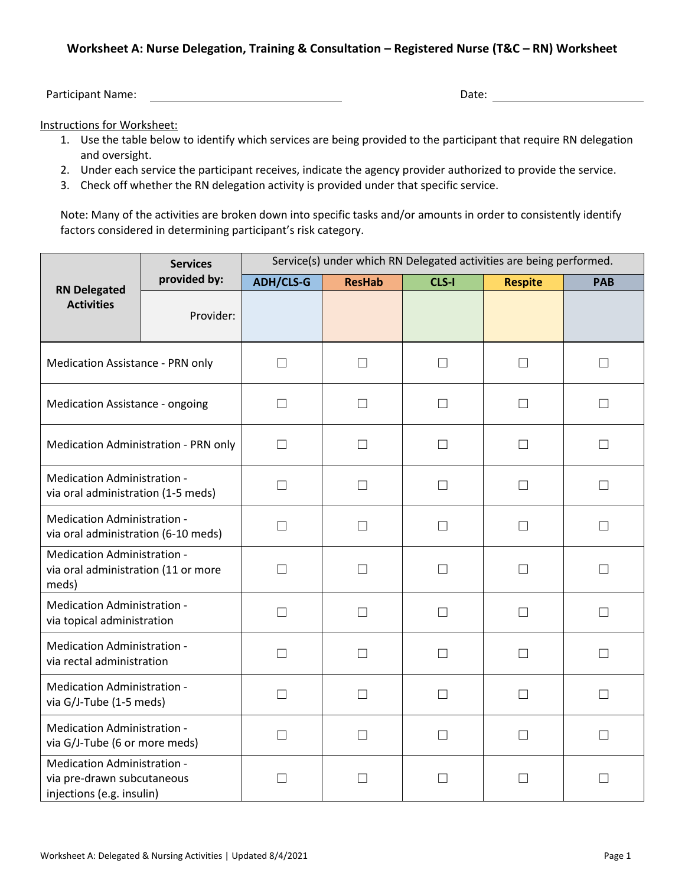**Worksheet A: Nurse Delegation, Training & Consultation – Registered Nurse (T&C – RN) Worksheet**

Participant Name: ______________________________ Date: ______________________

Instructions for Worksheet:

1. Use the table below to identify which services are being provided to the participant that require RN delegation and oversight.
2. Under each service the participant receives, indicate the agency provider authorized to provide the service.
3. Check off whether the RN delegation activity is provided under that specific service.

Note: Many of the activities are broken down into specific tasks and/or amounts in order to consistently identify factors considered in determining participant's risk category.

| **RN Delegated Activities** | **Services provided by:** | Service(s) under which RN Delegated activities are being performed. | | | | |
|---|---|---|---|---|---|---|
| | | **ADH/CLS-G** | **ResHab** | **CLS-I** | **Respite** | **PAB** |
| | Provider: | | | | | |
| Medication Assistance - PRN only | | ☐ | ☐ | ☐ | ☐ | ☐ |
| Medication Assistance - ongoing | | ☐ | ☐ | ☐ | ☐ | ☐ |
| Medication Administration - PRN only | | ☐ | ☐ | ☐ | ☐ | ☐ |
| Medication Administration - via oral administration (1-5 meds) | | ☐ | ☐ | ☐ | ☐ | ☐ |
| Medication Administration - via oral administration (6-10 meds) | | ☐ | ☐ | ☐ | ☐ | ☐ |
| Medication Administration - via oral administration (11 or more meds) | | ☐ | ☐ | ☐ | ☐ | ☐ |
| Medication Administration - via topical administration | | ☐ | ☐ | ☐ | ☐ | ☐ |
| Medication Administration - via rectal administration | | ☐ | ☐ | ☐ | ☐ | ☐ |
| Medication Administration - via G/J-Tube (1-5 meds) | | ☐ | ☐ | ☐ | ☐ | ☐ |
| Medication Administration - via G/J-Tube (6 or more meds) | | ☐ | ☐ | ☐ | ☐ | ☐ |
| Medication Administration - via pre-drawn subcutaneous injections (e.g. insulin) | | ☐ | ☐ | ☐ | ☐ | ☐ |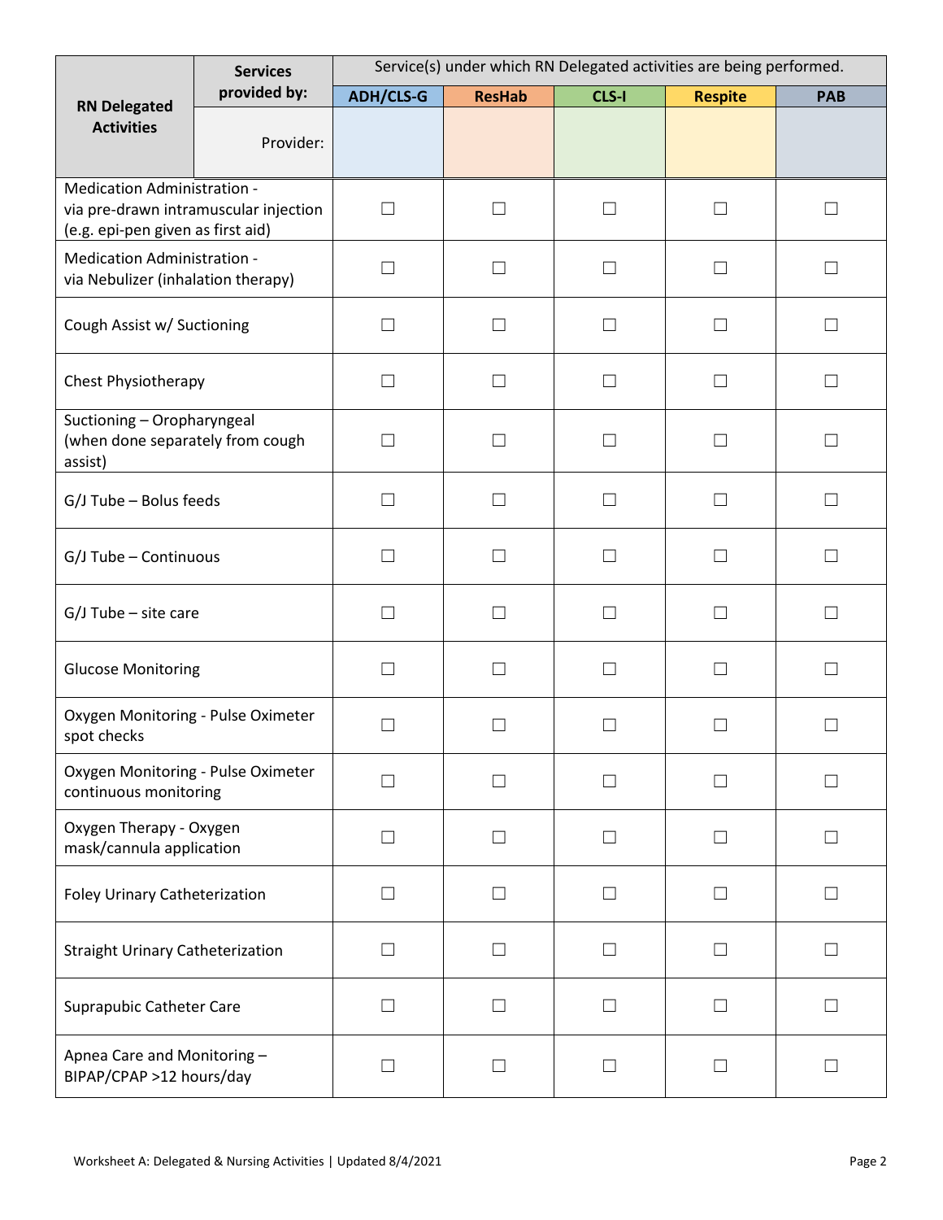| RN Delegated Activities | Services provided by: | Service(s) under which RN Delegated activities are being performed. | | | | |
|---|---|---|---|---|---|---|
| | | ADH/CLS-G | ResHab | CLS-I | Respite | PAB |
| | Provider: | | | | | |
| Medication Administration - via pre-drawn intramuscular injection (e.g. epi-pen given as first aid) | | ☐ | ☐ | ☐ | ☐ | ☐ |
| Medication Administration - via Nebulizer (inhalation therapy) | | ☐ | ☐ | ☐ | ☐ | ☐ |
| Cough Assist w/ Suctioning | | ☐ | ☐ | ☐ | ☐ | ☐ |
| Chest Physiotherapy | | ☐ | ☐ | ☐ | ☐ | ☐ |
| Suctioning – Oropharyngeal (when done separately from cough assist) | | ☐ | ☐ | ☐ | ☐ | ☐ |
| G/J Tube – Bolus feeds | | ☐ | ☐ | ☐ | ☐ | ☐ |
| G/J Tube – Continuous | | ☐ | ☐ | ☐ | ☐ | ☐ |
| G/J Tube – site care | | ☐ | ☐ | ☐ | ☐ | ☐ |
| Glucose Monitoring | | ☐ | ☐ | ☐ | ☐ | ☐ |
| Oxygen Monitoring - Pulse Oximeter spot checks | | ☐ | ☐ | ☐ | ☐ | ☐ |
| Oxygen Monitoring - Pulse Oximeter continuous monitoring | | ☐ | ☐ | ☐ | ☐ | ☐ |
| Oxygen Therapy - Oxygen mask/cannula application | | ☐ | ☐ | ☐ | ☐ | ☐ |
| Foley Urinary Catheterization | | ☐ | ☐ | ☐ | ☐ | ☐ |
| Straight Urinary Catheterization | | ☐ | ☐ | ☐ | ☐ | ☐ |
| Suprapubic Catheter Care | | ☐ | ☐ | ☐ | ☐ | ☐ |
| Apnea Care and Monitoring – BIPAP/CPAP >12 hours/day | | ☐ | ☐ | ☐ | ☐ | ☐ |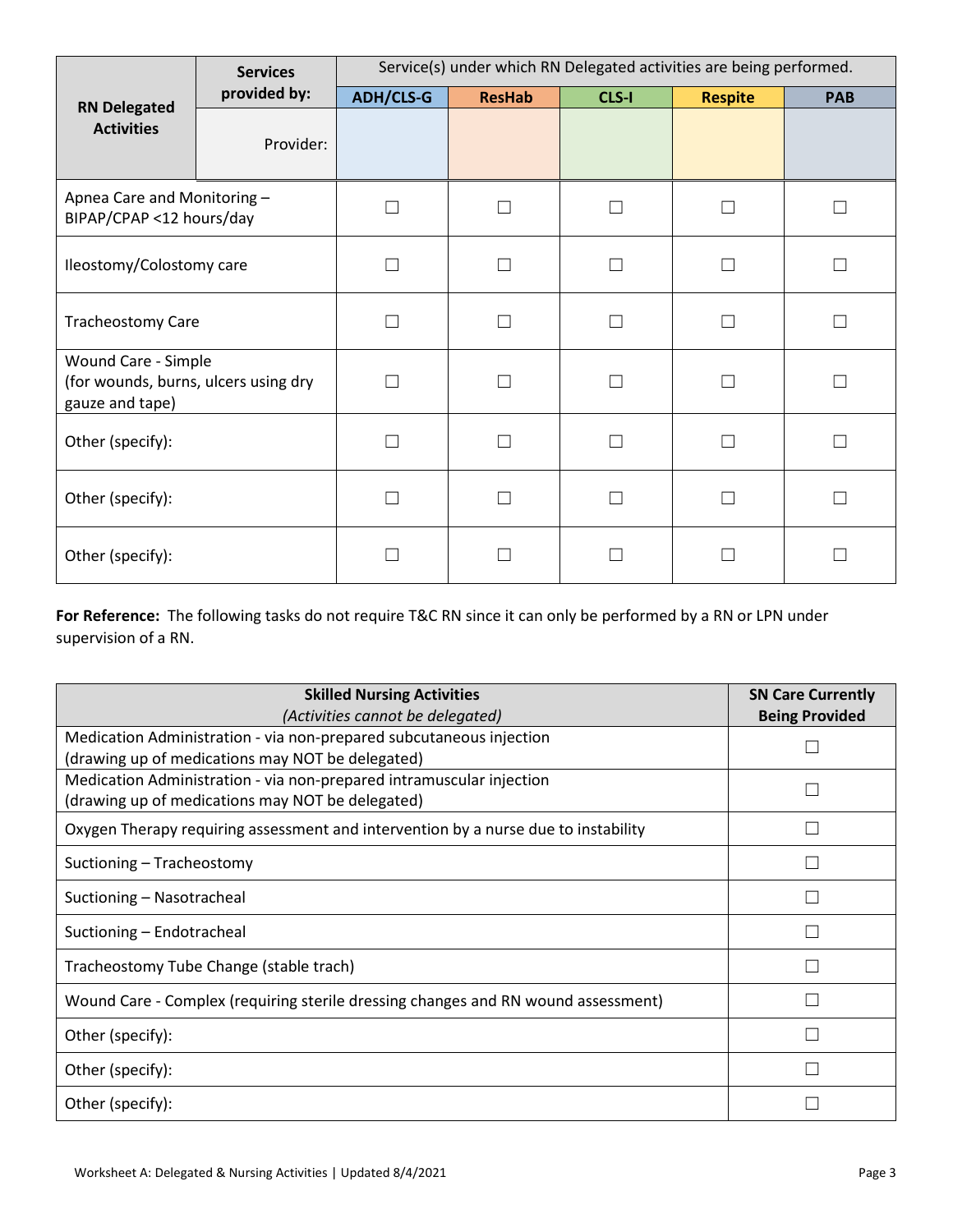| RN Delegated Activities | Services provided by: | Service(s) under which RN Delegated activities are being performed. | | | | |
|---|---|---|---|---|---|---|
| | | ADH/CLS-G | ResHab | CLS-I | Respite | PAB |
| | Provider: | | | | | |
| Apnea Care and Monitoring – BIPAP/CPAP <12 hours/day | | ☐ | ☐ | ☐ | ☐ | ☐ |
| Ileostomy/Colostomy care | | ☐ | ☐ | ☐ | ☐ | ☐ |
| Tracheostomy Care | | ☐ | ☐ | ☐ | ☐ | ☐ |
| Wound Care - Simple (for wounds, burns, ulcers using dry gauze and tape) | | ☐ | ☐ | ☐ | ☐ | ☐ |
| Other (specify): | | ☐ | ☐ | ☐ | ☐ | ☐ |
| Other (specify): | | ☐ | ☐ | ☐ | ☐ | ☐ |
| Other (specify): | | ☐ | ☐ | ☐ | ☐ | ☐ |

**For Reference:** The following tasks do not require T&C RN since it can only be performed by a RN or LPN under supervision of a RN.

| **Skilled Nursing Activities** *(Activities cannot be delegated)* | **SN Care Currently Being Provided** |
|---|---|
| Medication Administration - via non-prepared subcutaneous injection (drawing up of medications may NOT be delegated) | ☐ |
| Medication Administration - via non-prepared intramuscular injection (drawing up of medications may NOT be delegated) | ☐ |
| Oxygen Therapy requiring assessment and intervention by a nurse due to instability | ☐ |
| Suctioning – Tracheostomy | ☐ |
| Suctioning – Nasotracheal | ☐ |
| Suctioning – Endotracheal | ☐ |
| Tracheostomy Tube Change (stable trach) | ☐ |
| Wound Care - Complex (requiring sterile dressing changes and RN wound assessment) | ☐ |
| Other (specify): | ☐ |
| Other (specify): | ☐ |
| Other (specify): | ☐ |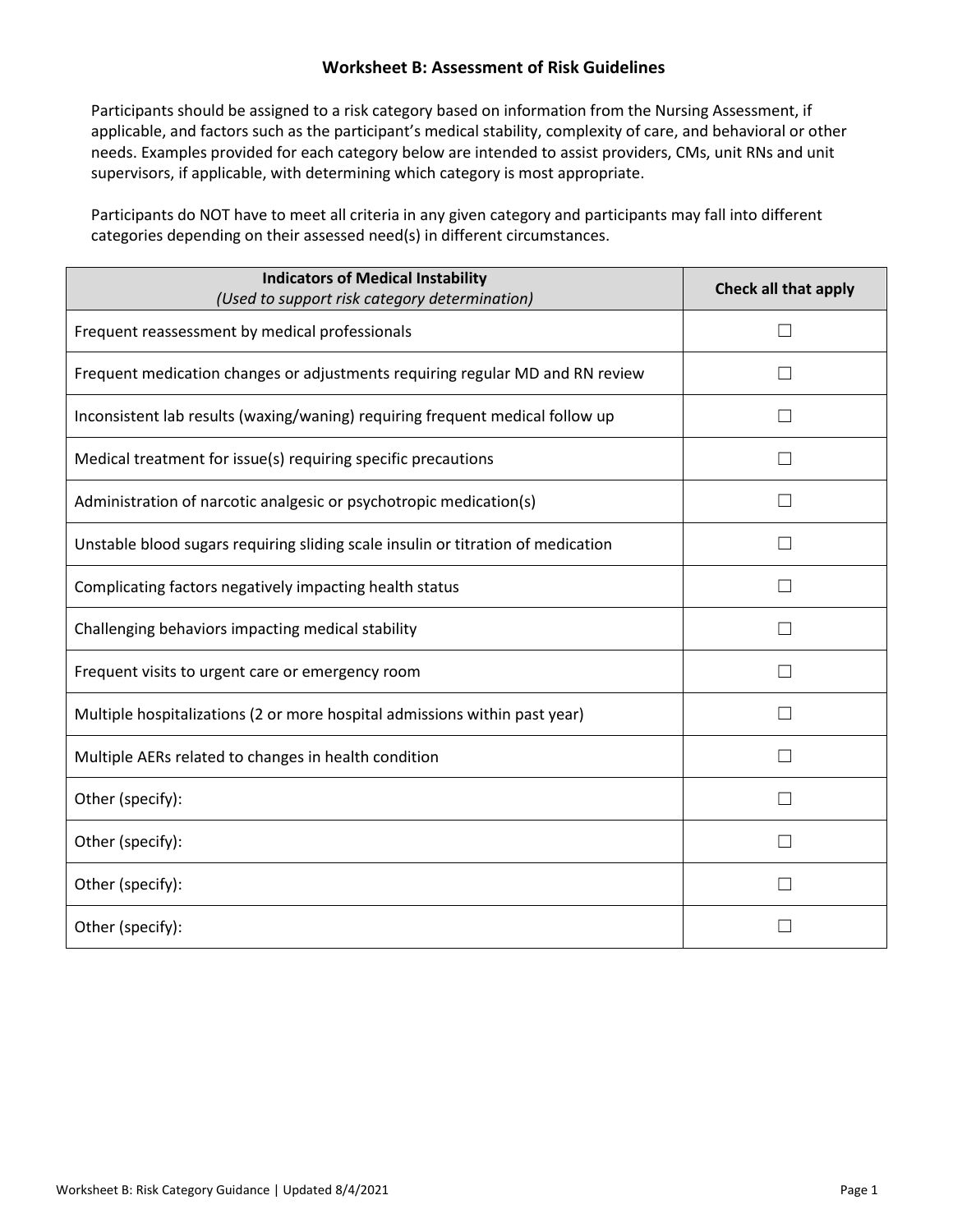## Worksheet B: Assessment of Risk Guidelines

Participants should be assigned to a risk category based on information from the Nursing Assessment, if applicable, and factors such as the participant's medical stability, complexity of care, and behavioral or other needs. Examples provided for each category below are intended to assist providers, CMs, unit RNs and unit supervisors, if applicable, with determining which category is most appropriate.

Participants do NOT have to meet all criteria in any given category and participants may fall into different categories depending on their assessed need(s) in different circumstances.

| **Indicators of Medical Instability** *(Used to support risk category determination)* | **Check all that apply** |
|---|---|
| Frequent reassessment by medical professionals | ☐ |
| Frequent medication changes or adjustments requiring regular MD and RN review | ☐ |
| Inconsistent lab results (waxing/waning) requiring frequent medical follow up | ☐ |
| Medical treatment for issue(s) requiring specific precautions | ☐ |
| Administration of narcotic analgesic or psychotropic medication(s) | ☐ |
| Unstable blood sugars requiring sliding scale insulin or titration of medication | ☐ |
| Complicating factors negatively impacting health status | ☐ |
| Challenging behaviors impacting medical stability | ☐ |
| Frequent visits to urgent care or emergency room | ☐ |
| Multiple hospitalizations (2 or more hospital admissions within past year) | ☐ |
| Multiple AERs related to changes in health condition | ☐ |
| Other (specify): | ☐ |
| Other (specify): | ☐ |
| Other (specify): | ☐ |
| Other (specify): | ☐ |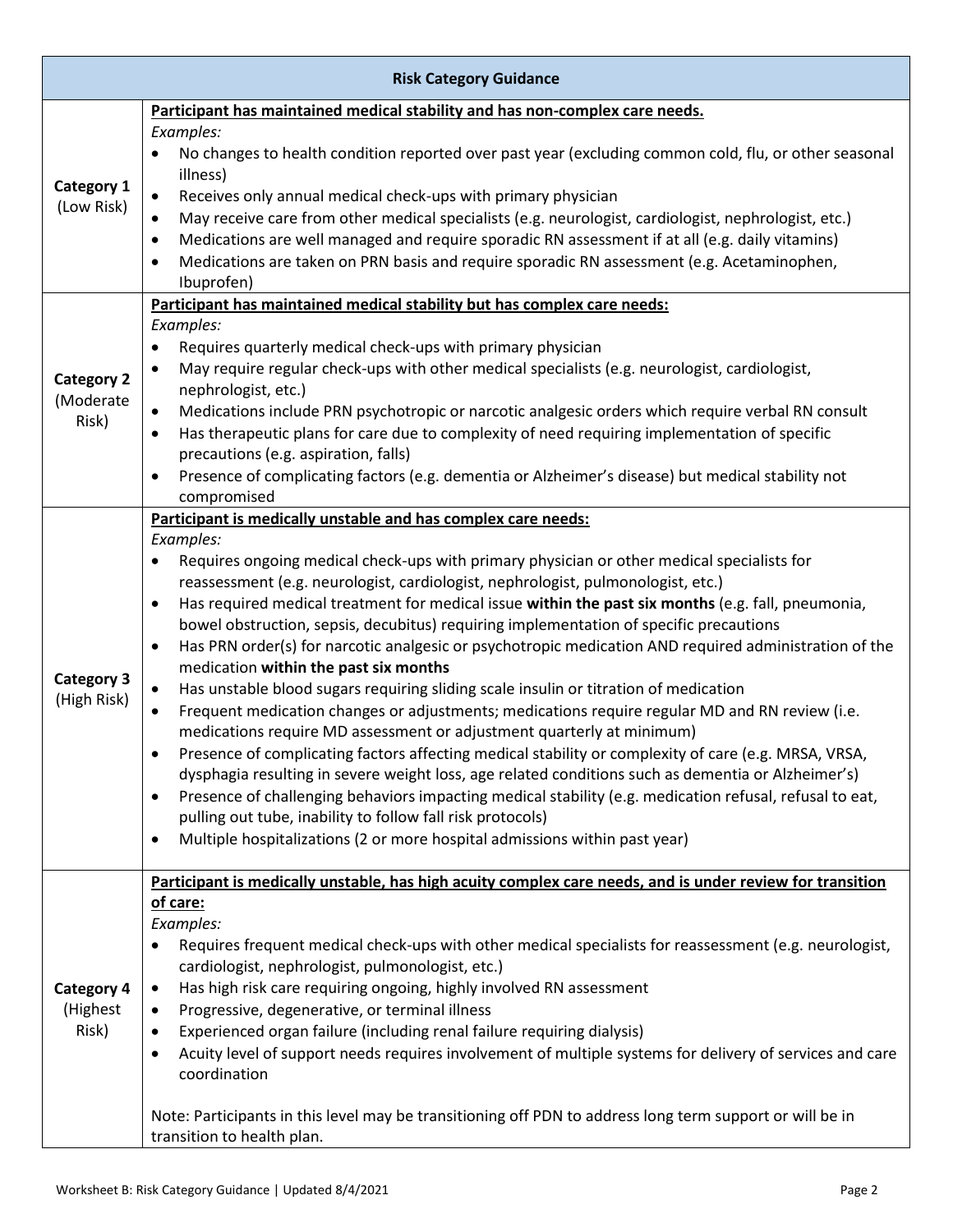| Risk Category Guidance | |
|---|---|
| **Category 1** (Low Risk) | **<u>Participant has maintained medical stability and has non-complex care needs.</u>**<br>*Examples:*<br>• No changes to health condition reported over past year (excluding common cold, flu, or other seasonal illness)<br>• Receives only annual medical check-ups with primary physician<br>• May receive care from other medical specialists (e.g. neurologist, cardiologist, nephrologist, etc.)<br>• Medications are well managed and require sporadic RN assessment if at all (e.g. daily vitamins)<br>• Medications are taken on PRN basis and require sporadic RN assessment (e.g. Acetaminophen, Ibuprofen) |
| **Category 2** (Moderate Risk) | **<u>Participant has maintained medical stability but has complex care needs:</u>**<br>*Examples:*<br>• Requires quarterly medical check-ups with primary physician<br>• May require regular check-ups with other medical specialists (e.g. neurologist, cardiologist, nephrologist, etc.)<br>• Medications include PRN psychotropic or narcotic analgesic orders which require verbal RN consult<br>• Has therapeutic plans for care due to complexity of need requiring implementation of specific precautions (e.g. aspiration, falls)<br>• Presence of complicating factors (e.g. dementia or Alzheimer's disease) but medical stability not compromised |
| **Category 3** (High Risk) | **<u>Participant is medically unstable and has complex care needs:</u>**<br>*Examples:*<br>• Requires ongoing medical check-ups with primary physician or other medical specialists for reassessment (e.g. neurologist, cardiologist, nephrologist, pulmonologist, etc.)<br>• Has required medical treatment for medical issue **within the past six months** (e.g. fall, pneumonia, bowel obstruction, sepsis, decubitus) requiring implementation of specific precautions<br>• Has PRN order(s) for narcotic analgesic or psychotropic medication AND required administration of the medication **within the past six months**<br>• Has unstable blood sugars requiring sliding scale insulin or titration of medication<br>• Frequent medication changes or adjustments; medications require regular MD and RN review (i.e. medications require MD assessment or adjustment quarterly at minimum)<br>• Presence of complicating factors affecting medical stability or complexity of care (e.g. MRSA, VRSA, dysphagia resulting in severe weight loss, age related conditions such as dementia or Alzheimer's)<br>• Presence of challenging behaviors impacting medical stability (e.g. medication refusal, refusal to eat, pulling out tube, inability to follow fall risk protocols)<br>• Multiple hospitalizations (2 or more hospital admissions within past year) |
| **Category 4** (Highest Risk) | **<u>Participant is medically unstable, has high acuity complex care needs, and is under review for transition of care:</u>**<br>*Examples:*<br>• Requires frequent medical check-ups with other medical specialists for reassessment (e.g. neurologist, cardiologist, nephrologist, pulmonologist, etc.)<br>• Has high risk care requiring ongoing, highly involved RN assessment<br>• Progressive, degenerative, or terminal illness<br>• Experienced organ failure (including renal failure requiring dialysis)<br>• Acuity level of support needs requires involvement of multiple systems for delivery of services and care coordination<br><br>Note: Participants in this level may be transitioning off PDN to address long term support or will be in transition to health plan. |